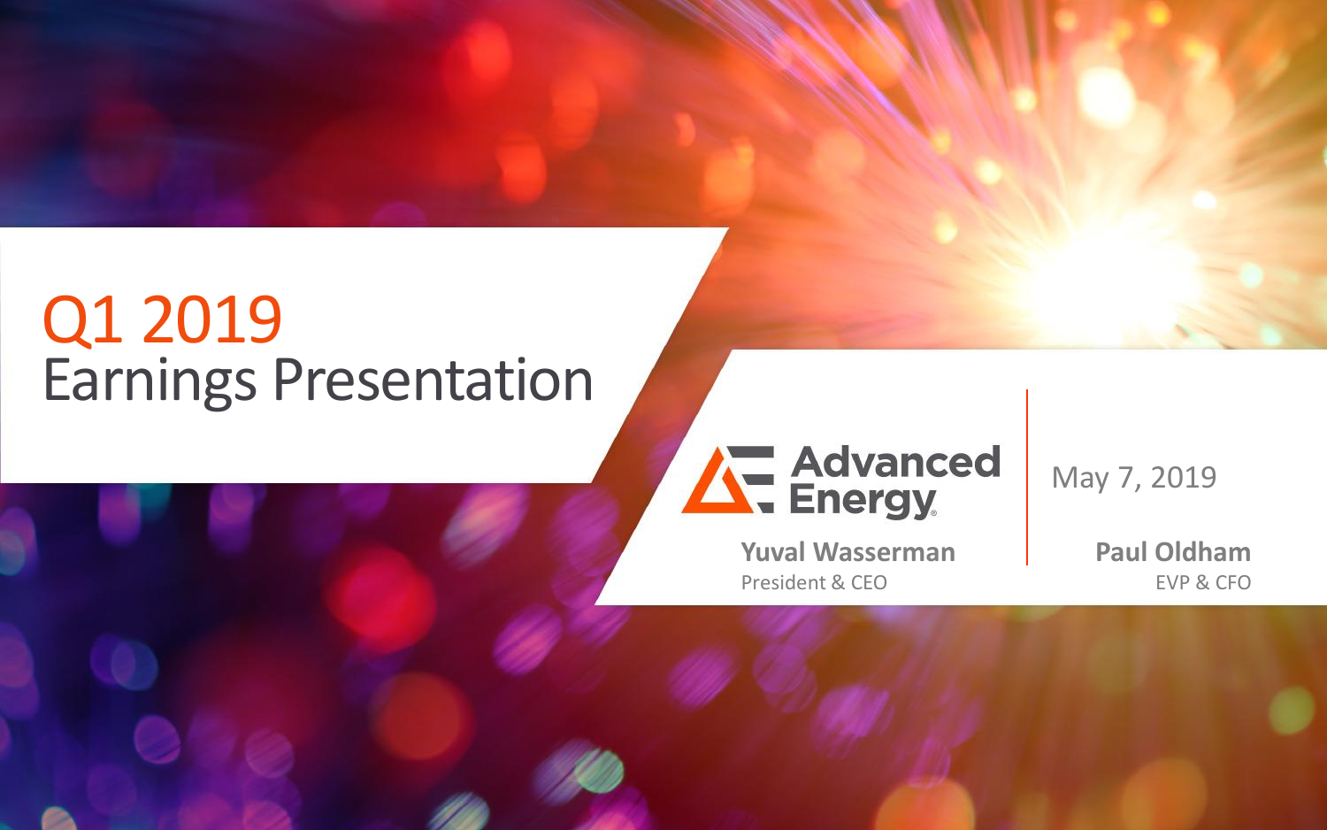# Q1 2019
# Earnings Presentation

Advanced Energy

May 7, 2019

**Yuval Wasserman**
President & CEO

**Paul Oldham**
EVP & CFO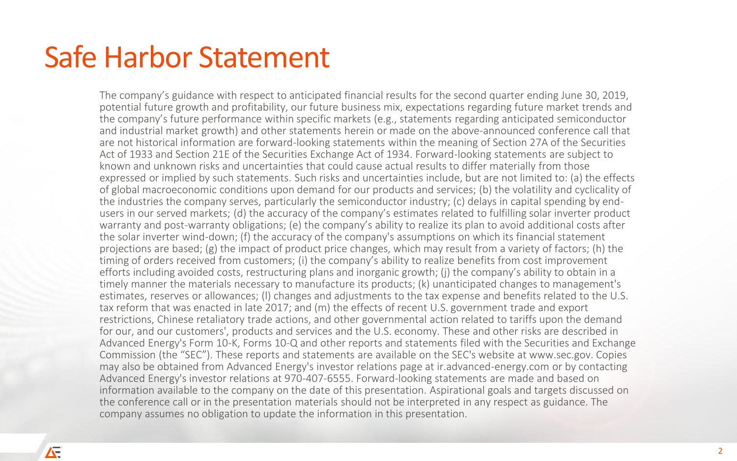# Safe Harbor Statement

The company's guidance with respect to anticipated financial results for the second quarter ending June 30, 2019, potential future growth and profitability, our future business mix, expectations regarding future market trends and the company's future performance within specific markets (e.g., statements regarding anticipated semiconductor and industrial market growth) and other statements herein or made on the above-announced conference call that are not historical information are forward-looking statements within the meaning of Section 27A of the Securities Act of 1933 and Section 21E of the Securities Exchange Act of 1934. Forward-looking statements are subject to known and unknown risks and uncertainties that could cause actual results to differ materially from those expressed or implied by such statements. Such risks and uncertainties include, but are not limited to: (a) the effects of global macroeconomic conditions upon demand for our products and services; (b) the volatility and cyclicality of the industries the company serves, particularly the semiconductor industry; (c) delays in capital spending by end-users in our served markets; (d) the accuracy of the company's estimates related to fulfilling solar inverter product warranty and post-warranty obligations; (e) the company's ability to realize its plan to avoid additional costs after the solar inverter wind-down; (f) the accuracy of the company's assumptions on which its financial statement projections are based; (g) the impact of product price changes, which may result from a variety of factors; (h) the timing of orders received from customers; (i) the company's ability to realize benefits from cost improvement efforts including avoided costs, restructuring plans and inorganic growth; (j) the company's ability to obtain in a timely manner the materials necessary to manufacture its products; (k) unanticipated changes to management's estimates, reserves or allowances; (l) changes and adjustments to the tax expense and benefits related to the U.S. tax reform that was enacted in late 2017; and (m) the effects of recent U.S. government trade and export restrictions, Chinese retaliatory trade actions, and other governmental action related to tariffs upon the demand for our, and our customers', products and services and the U.S. economy. These and other risks are described in Advanced Energy's Form 10-K, Forms 10-Q and other reports and statements filed with the Securities and Exchange Commission (the "SEC"). These reports and statements are available on the SEC's website at www.sec.gov. Copies may also be obtained from Advanced Energy's investor relations page at ir.advanced-energy.com or by contacting Advanced Energy's investor relations at 970-407-6555. Forward-looking statements are made and based on information available to the company on the date of this presentation. Aspirational goals and targets discussed on the conference call or in the presentation materials should not be interpreted in any respect as guidance. The company assumes no obligation to update the information in this presentation.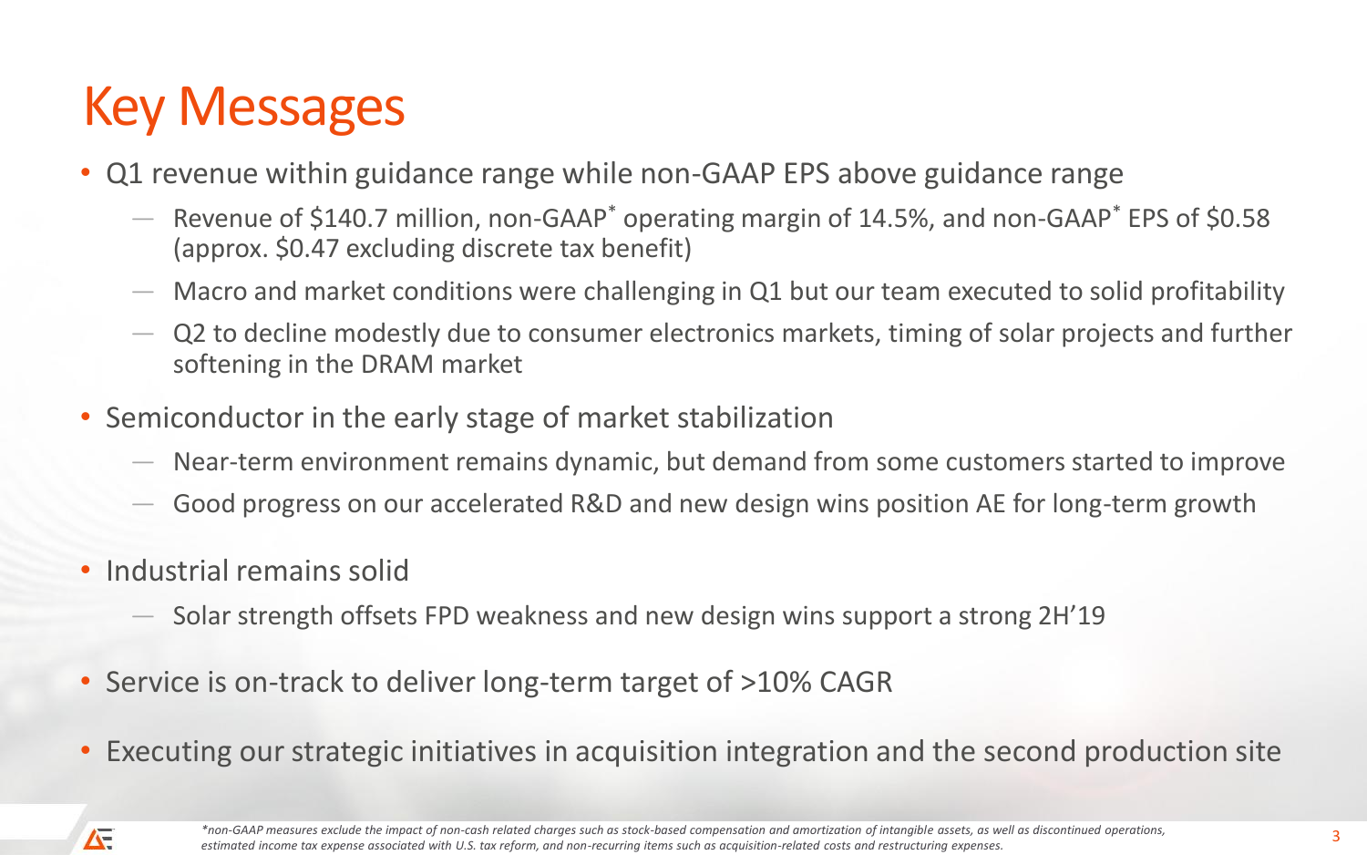# Key Messages

- Q1 revenue within guidance range while non-GAAP EPS above guidance range
  - Revenue of $140.7 million, non-GAAP* operating margin of 14.5%, and non-GAAP* EPS of $0.58 (approx. $0.47 excluding discrete tax benefit)
  - Macro and market conditions were challenging in Q1 but our team executed to solid profitability
  - Q2 to decline modestly due to consumer electronics markets, timing of solar projects and further softening in the DRAM market
- Semiconductor in the early stage of market stabilization
  - Near-term environment remains dynamic, but demand from some customers started to improve
  - Good progress on our accelerated R&D and new design wins position AE for long-term growth
- Industrial remains solid
  - Solar strength offsets FPD weakness and new design wins support a strong 2H'19
- Service is on-track to deliver long-term target of >10% CAGR
- Executing our strategic initiatives in acquisition integration and the second production site

*\*non-GAAP measures exclude the impact of non-cash related charges such as stock-based compensation and amortization of intangible assets, as well as discontinued operations, estimated income tax expense associated with U.S. tax reform, and non-recurring items such as acquisition-related costs and restructuring expenses.*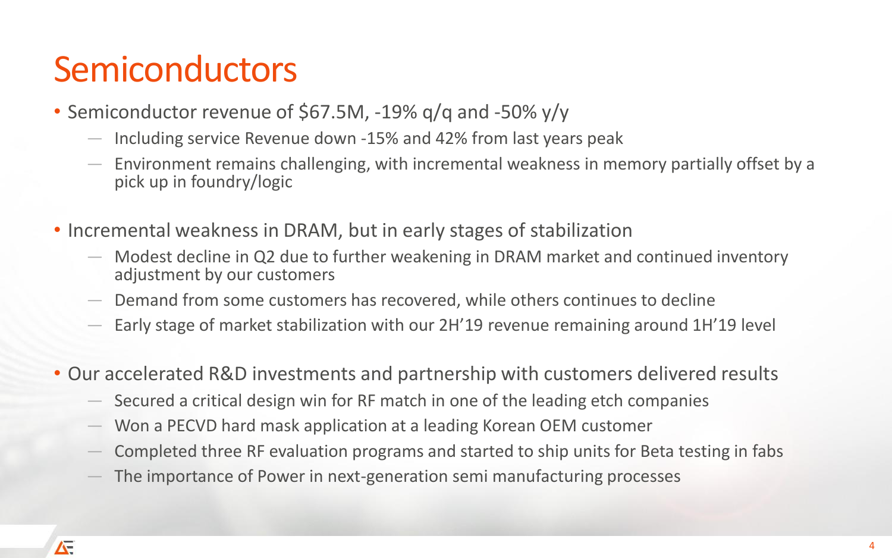# Semiconductors

- Semiconductor revenue of $67.5M, -19% q/q and -50% y/y
  - Including service Revenue down -15% and 42% from last years peak
  - Environment remains challenging, with incremental weakness in memory partially offset by a pick up in foundry/logic
- Incremental weakness in DRAM, but in early stages of stabilization
  - Modest decline in Q2 due to further weakening in DRAM market and continued inventory adjustment by our customers
  - Demand from some customers has recovered, while others continues to decline
  - Early stage of market stabilization with our 2H'19 revenue remaining around 1H'19 level
- Our accelerated R&D investments and partnership with customers delivered results
  - Secured a critical design win for RF match in one of the leading etch companies
  - Won a PECVD hard mask application at a leading Korean OEM customer
  - Completed three RF evaluation programs and started to ship units for Beta testing in fabs
  - The importance of Power in next-generation semi manufacturing processes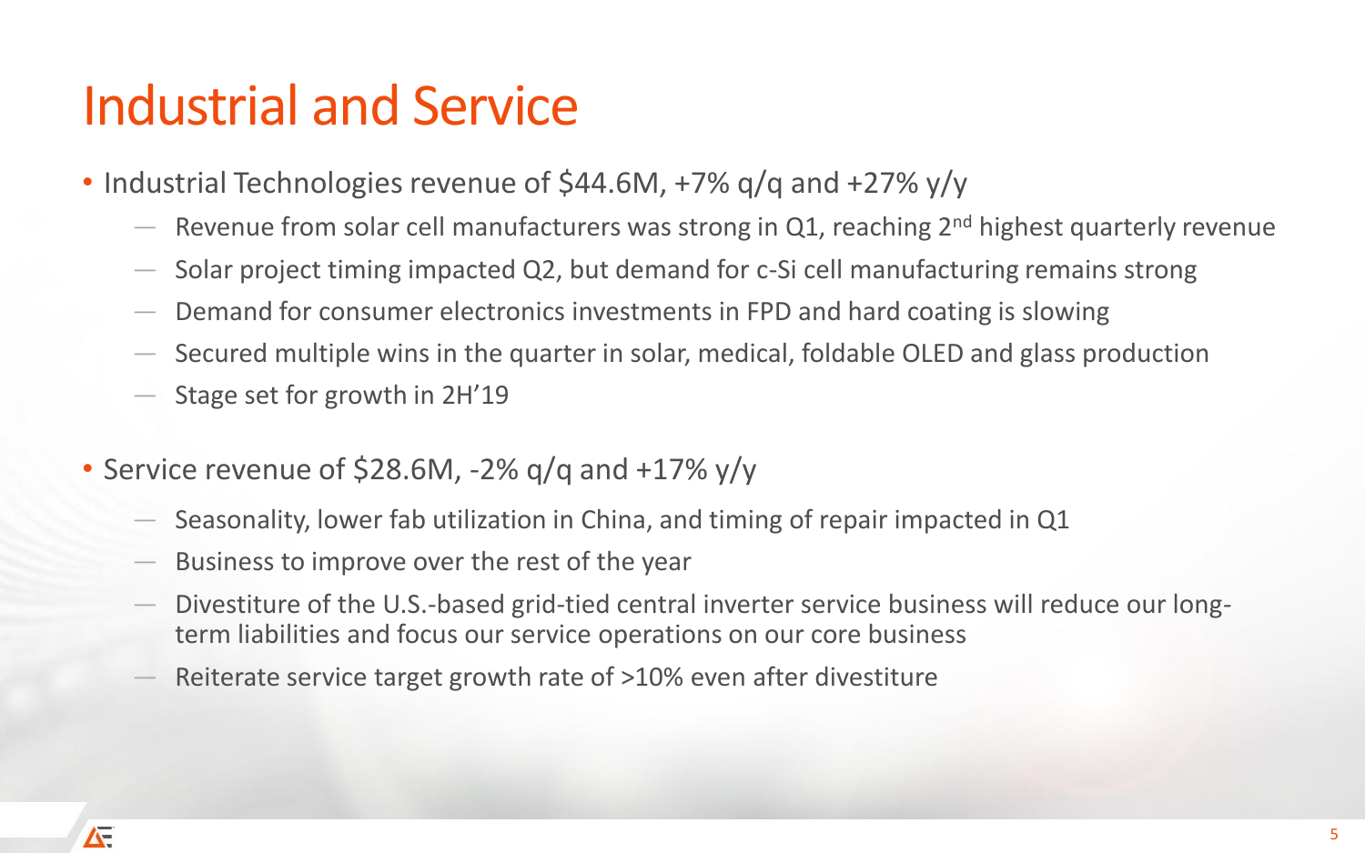# Industrial and Service

- Industrial Technologies revenue of $44.6M, +7% q/q and +27% y/y
  - Revenue from solar cell manufacturers was strong in Q1, reaching 2nd highest quarterly revenue
  - Solar project timing impacted Q2, but demand for c-Si cell manufacturing remains strong
  - Demand for consumer electronics investments in FPD and hard coating is slowing
  - Secured multiple wins in the quarter in solar, medical, foldable OLED and glass production
  - Stage set for growth in 2H'19
- Service revenue of $28.6M, -2% q/q and +17% y/y
  - Seasonality, lower fab utilization in China, and timing of repair impacted in Q1
  - Business to improve over the rest of the year
  - Divestiture of the U.S.-based grid-tied central inverter service business will reduce our long-term liabilities and focus our service operations on our core business
  - Reiterate service target growth rate of >10% even after divestiture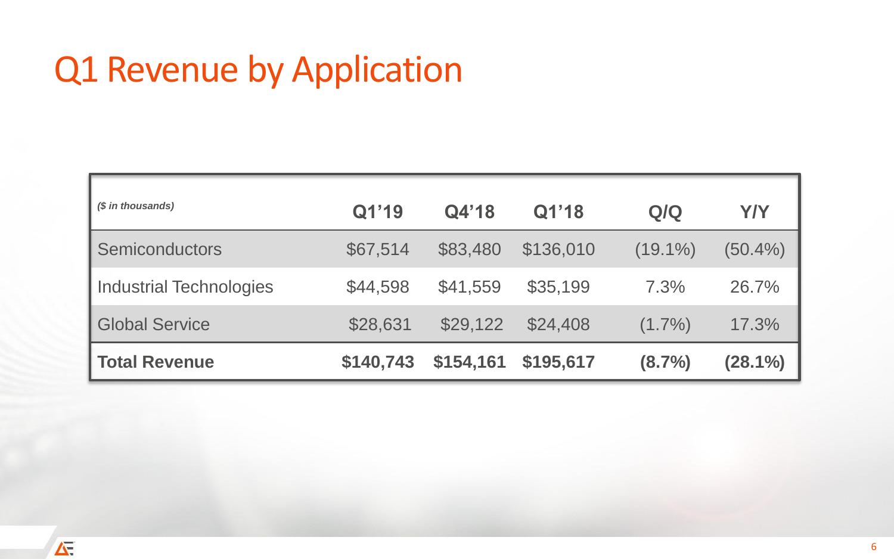# Q1 Revenue by Application

| *($ in thousands)* | Q1'19 | Q4'18 | Q1'18 | Q/Q | Y/Y |
|---|---|---|---|---|---|
| Semiconductors | $67,514 | $83,480 | $136,010 | (19.1%) | (50.4%) |
| Industrial Technologies | $44,598 | $41,559 | $35,199 | 7.3% | 26.7% |
| Global Service | $28,631 | $29,122 | $24,408 | (1.7%) | 17.3% |
| **Total Revenue** | **$140,743** | **$154,161** | **$195,617** | **(8.7%)** | **(28.1%)** |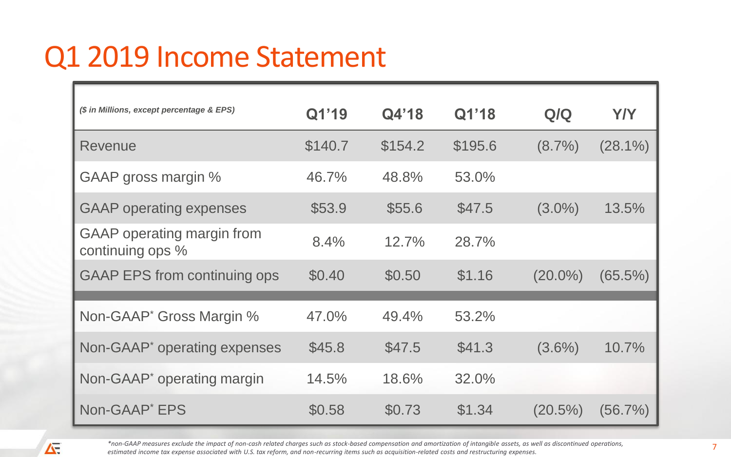# Q1 2019 Income Statement

| ($ in Millions, except percentage & EPS) | Q1'19 | Q4'18 | Q1'18 | Q/Q | Y/Y |
|---|---|---|---|---|---|
| Revenue | $140.7 | $154.2 | $195.6 | (8.7%) | (28.1%) |
| GAAP gross margin % | 46.7% | 48.8% | 53.0% | | |
| GAAP operating expenses | $53.9 | $55.6 | $47.5 | (3.0%) | 13.5% |
| GAAP operating margin from continuing ops % | 8.4% | 12.7% | 28.7% | | |
| GAAP EPS from continuing ops | $0.40 | $0.50 | $1.16 | (20.0%) | (65.5%) |
| Non-GAAP* Gross Margin % | 47.0% | 49.4% | 53.2% | | |
| Non-GAAP* operating expenses | $45.8 | $47.5 | $41.3 | (3.6%) | 10.7% |
| Non-GAAP* operating margin | 14.5% | 18.6% | 32.0% | | |
| Non-GAAP* EPS | $0.58 | $0.73 | $1.34 | (20.5%) | (56.7%) |

*non-GAAP measures exclude the impact of non-cash related charges such as stock-based compensation and amortization of intangible assets, as well as discontinued operations, estimated income tax expense associated with U.S. tax reform, and non-recurring items such as acquisition-related costs and restructuring expenses.*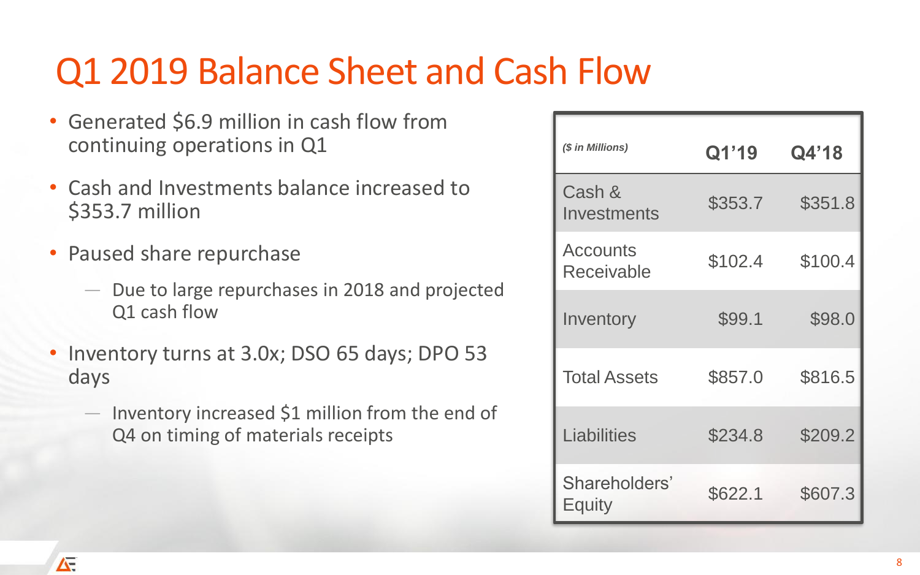# Q1 2019 Balance Sheet and Cash Flow

- Generated $6.9 million in cash flow from continuing operations in Q1
- Cash and Investments balance increased to $353.7 million
- Paused share repurchase
  - Due to large repurchases in 2018 and projected Q1 cash flow
- Inventory turns at 3.0x; DSO 65 days; DPO 53 days
  - Inventory increased $1 million from the end of Q4 on timing of materials receipts

| *($ in Millions)* | **Q1'19** | **Q4'18** |
|---|---|---|
| Cash & Investments | $353.7 | $351.8 |
| Accounts Receivable | $102.4 | $100.4 |
| Inventory | $99.1 | $98.0 |
| Total Assets | $857.0 | $816.5 |
| Liabilities | $234.8 | $209.2 |
| Shareholders' Equity | $622.1 | $607.3 |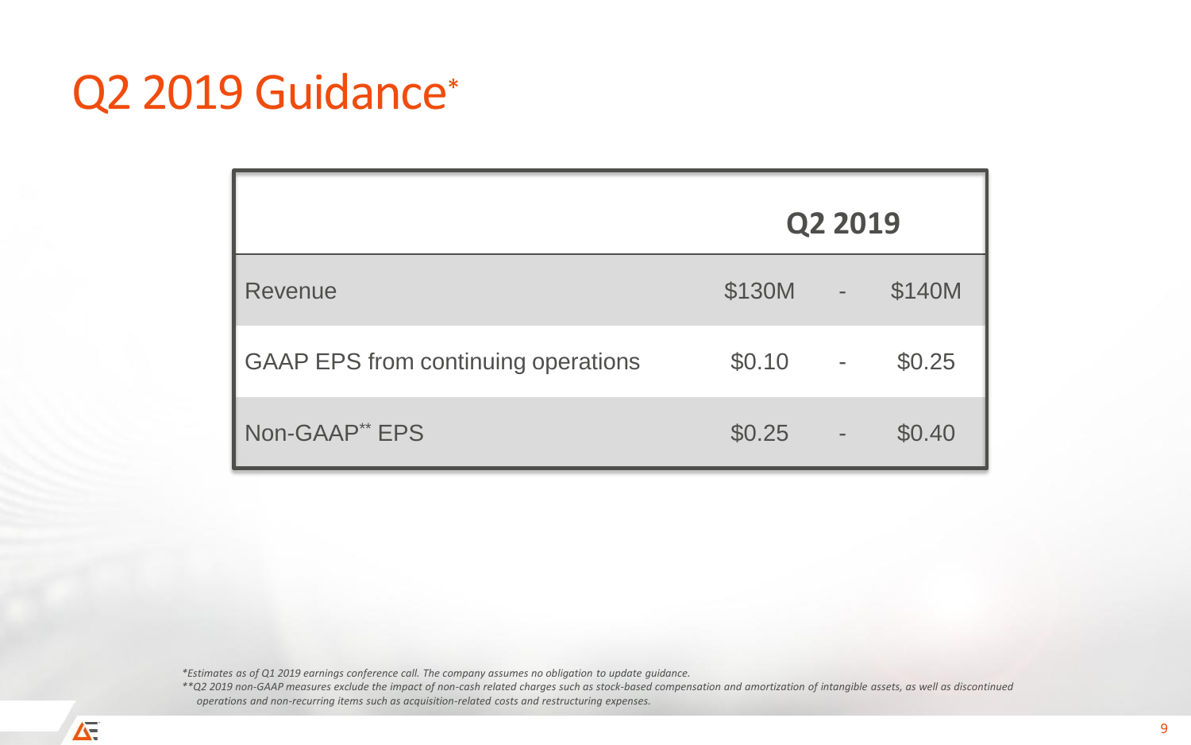# Q2 2019 Guidance*

| | Q2 2019 | | |
|---|---|---|---|
| Revenue | $130M | - | $140M |
| GAAP EPS from continuing operations | $0.10 | - | $0.25 |
| Non-GAAP** EPS | $0.25 | - | $0.40 |

*\*Estimates as of Q1 2019 earnings conference call. The company assumes no obligation to update guidance.*

*\*\*Q2 2019 non-GAAP measures exclude the impact of non-cash related charges such as stock-based compensation and amortization of intangible assets, as well as discontinued operations and non-recurring items such as acquisition-related costs and restructuring expenses.*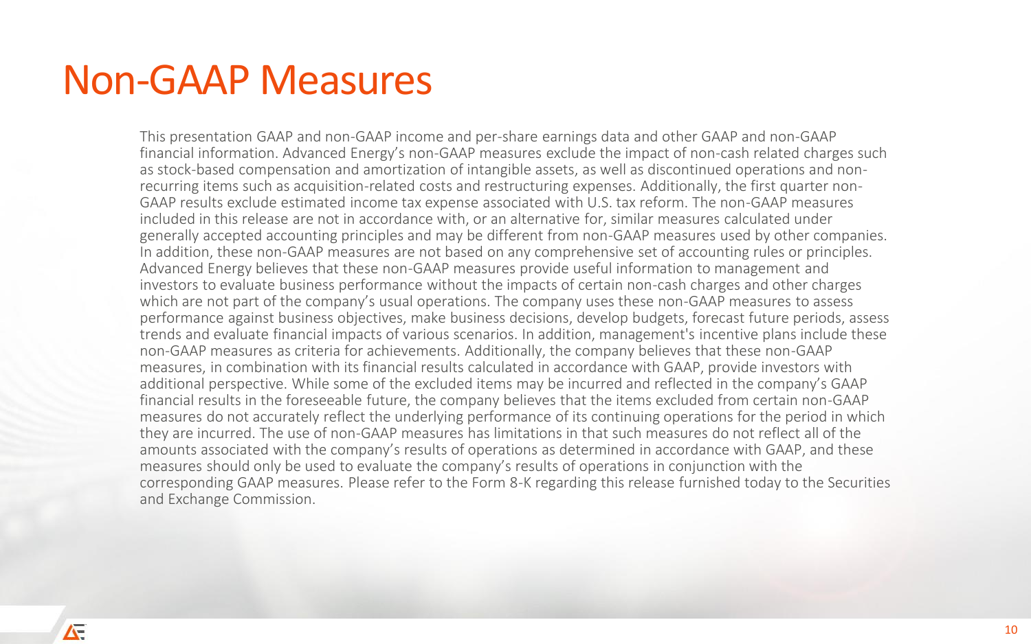# Non-GAAP Measures

This presentation GAAP and non-GAAP income and per-share earnings data and other GAAP and non-GAAP financial information. Advanced Energy's non-GAAP measures exclude the impact of non-cash related charges such as stock-based compensation and amortization of intangible assets, as well as discontinued operations and non-recurring items such as acquisition-related costs and restructuring expenses. Additionally, the first quarter non-GAAP results exclude estimated income tax expense associated with U.S. tax reform. The non-GAAP measures included in this release are not in accordance with, or an alternative for, similar measures calculated under generally accepted accounting principles and may be different from non-GAAP measures used by other companies. In addition, these non-GAAP measures are not based on any comprehensive set of accounting rules or principles. Advanced Energy believes that these non-GAAP measures provide useful information to management and investors to evaluate business performance without the impacts of certain non-cash charges and other charges which are not part of the company's usual operations. The company uses these non-GAAP measures to assess performance against business objectives, make business decisions, develop budgets, forecast future periods, assess trends and evaluate financial impacts of various scenarios. In addition, management's incentive plans include these non-GAAP measures as criteria for achievements. Additionally, the company believes that these non-GAAP measures, in combination with its financial results calculated in accordance with GAAP, provide investors with additional perspective. While some of the excluded items may be incurred and reflected in the company's GAAP financial results in the foreseeable future, the company believes that the items excluded from certain non-GAAP measures do not accurately reflect the underlying performance of its continuing operations for the period in which they are incurred. The use of non-GAAP measures has limitations in that such measures do not reflect all of the amounts associated with the company's results of operations as determined in accordance with GAAP, and these measures should only be used to evaluate the company's results of operations in conjunction with the corresponding GAAP measures. Please refer to the Form 8-K regarding this release furnished today to the Securities and Exchange Commission.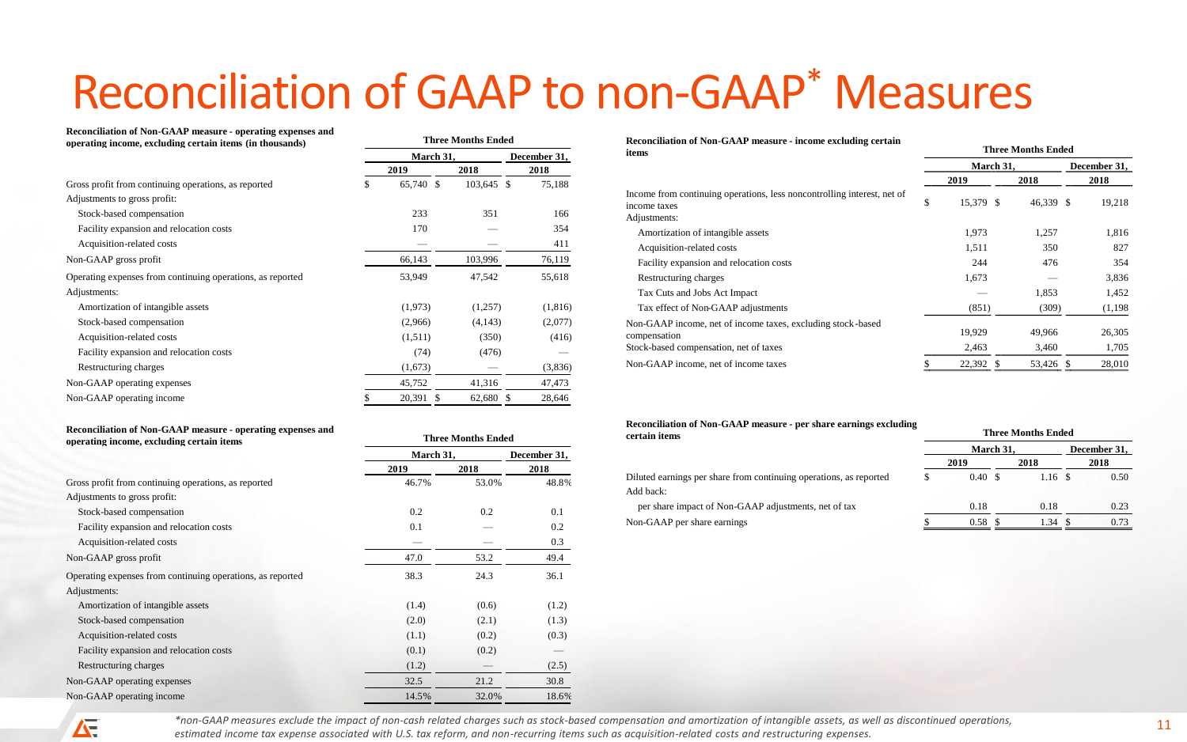# Reconciliation of GAAP to non-GAAP* Measures

**Reconciliation of Non-GAAP measure - operating expenses and operating income, excluding certain items (in thousands)**

| | Three Months Ended | | |
|---|---|---|---|
| | March 31, | | December 31, |
| | 2019 | 2018 | 2018 |
| Gross profit from continuing operations, as reported | $ 65,740 | $ 103,645 | $ 75,188 |
| Adjustments to gross profit: | | | |
| Stock-based compensation | 233 | 351 | 166 |
| Facility expansion and relocation costs | 170 | — | 354 |
| Acquisition-related costs | — | — | 411 |
| Non-GAAP gross profit | 66,143 | 103,996 | 76,119 |
| Operating expenses from continuing operations, as reported | 53,949 | 47,542 | 55,618 |
| Adjustments: | | | |
| Amortization of intangible assets | (1,973) | (1,257) | (1,816) |
| Stock-based compensation | (2,966) | (4,143) | (2,077) |
| Acquisition-related costs | (1,511) | (350) | (416) |
| Facility expansion and relocation costs | (74) | (476) | — |
| Restructuring charges | (1,673) | — | (3,836) |
| Non-GAAP operating expenses | 45,752 | 41,316 | 47,473 |
| Non-GAAP operating income | $ 20,391 | $ 62,680 | $ 28,646 |

**Reconciliation of Non-GAAP measure - operating expenses and operating income, excluding certain items**

| | Three Months Ended | | |
|---|---|---|---|
| | March 31, | | December 31, |
| | 2019 | 2018 | 2018 |
| Gross profit from continuing operations, as reported | 46.7% | 53.0% | 48.8% |
| Adjustments to gross profit: | | | |
| Stock-based compensation | 0.2 | 0.2 | 0.1 |
| Facility expansion and relocation costs | 0.1 | — | 0.2 |
| Acquisition-related costs | — | — | 0.3 |
| Non-GAAP gross profit | 47.0 | 53.2 | 49.4 |
| Operating expenses from continuing operations, as reported | 38.3 | 24.3 | 36.1 |
| Adjustments: | | | |
| Amortization of intangible assets | (1.4) | (0.6) | (1.2) |
| Stock-based compensation | (2.0) | (2.1) | (1.3) |
| Acquisition-related costs | (1.1) | (0.2) | (0.3) |
| Facility expansion and relocation costs | (0.1) | (0.2) | — |
| Restructuring charges | (1.2) | — | (2.5) |
| Non-GAAP operating expenses | 32.5 | 21.2 | 30.8 |
| Non-GAAP operating income | 14.5% | 32.0% | 18.6% |

**Reconciliation of Non-GAAP measure - income excluding certain items**

| | Three Months Ended | | |
|---|---|---|---|
| | March 31, | | December 31, |
| | 2019 | 2018 | 2018 |
| Income from continuing operations, less noncontrolling interest, net of income taxes | $ 15,379 | $ 46,339 | $ 19,218 |
| Adjustments: | | | |
| Amortization of intangible assets | 1,973 | 1,257 | 1,816 |
| Acquisition-related costs | 1,511 | 350 | 827 |
| Facility expansion and relocation costs | 244 | 476 | 354 |
| Restructuring charges | 1,673 | — | 3,836 |
| Tax Cuts and Jobs Act Impact | — | 1,853 | 1,452 |
| Tax effect of Non-GAAP adjustments | (851) | (309) | (1,198) |
| Non-GAAP income, net of income taxes, excluding stock-based compensation | 19,929 | 49,966 | 26,305 |
| Stock-based compensation, net of taxes | 2,463 | 3,460 | 1,705 |
| Non-GAAP income, net of income taxes | $ 22,392 | $ 53,426 | $ 28,010 |

**Reconciliation of Non-GAAP measure - per share earnings excluding certain items**

| | Three Months Ended | | |
|---|---|---|---|
| | March 31, | | December 31, |
| | 2019 | 2018 | 2018 |
| Diluted earnings per share from continuing operations, as reported | $ 0.40 | $ 1.16 | $ 0.50 |
| Add back: | | | |
| per share impact of Non-GAAP adjustments, net of tax | 0.18 | 0.18 | 0.23 |
| Non-GAAP per share earnings | $ 0.58 | $ 1.34 | $ 0.73 |

*non-GAAP measures exclude the impact of non-cash related charges such as stock-based compensation and amortization of intangible assets, as well as discontinued operations, estimated income tax expense associated with U.S. tax reform, and non-recurring items such as acquisition-related costs and restructuring expenses.*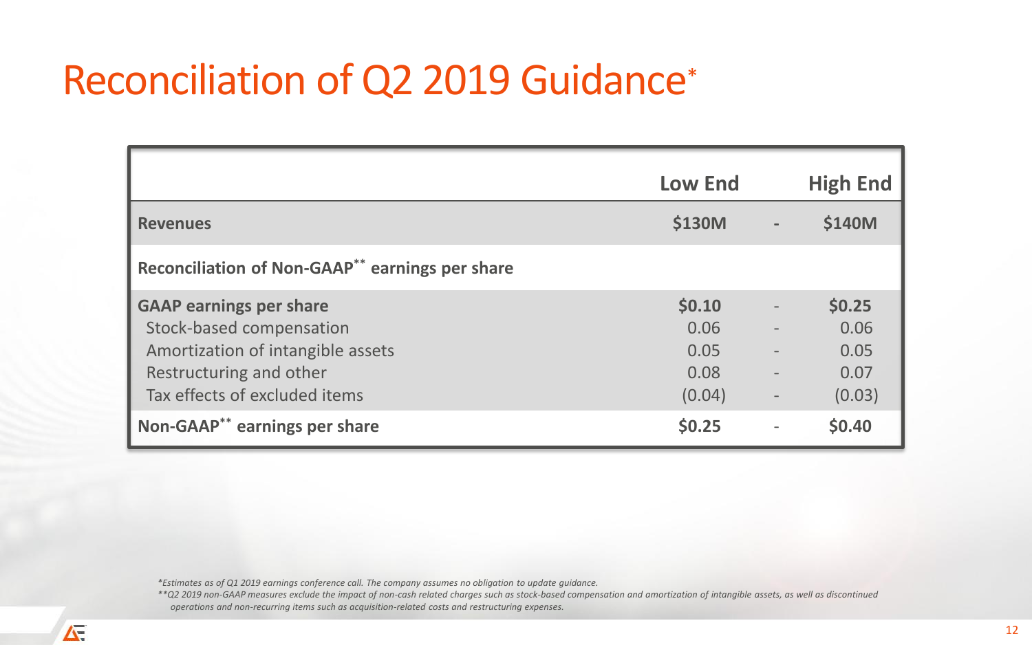# Reconciliation of Q2 2019 Guidance*

| | Low End | | High End |
|---|---|---|---|
| **Revenues** | **$130M** | - | **$140M** |
| **Reconciliation of Non-GAAP** ** **earnings per share** | | | |
| **GAAP earnings per share** | **$0.10** | - | **$0.25** |
| Stock-based compensation | 0.06 | - | 0.06 |
| Amortization of intangible assets | 0.05 | - | 0.05 |
| Restructuring and other | 0.08 | - | 0.07 |
| Tax effects of excluded items | (0.04) | - | (0.03) |
| **Non-GAAP** ** **earnings per share** | **$0.25** | - | **$0.40** |

*\*Estimates as of Q1 2019 earnings conference call. The company assumes no obligation to update guidance.*

*\*\*Q2 2019 non-GAAP measures exclude the impact of non-cash related charges such as stock-based compensation and amortization of intangible assets, as well as discontinued operations and non-recurring items such as acquisition-related costs and restructuring expenses.*